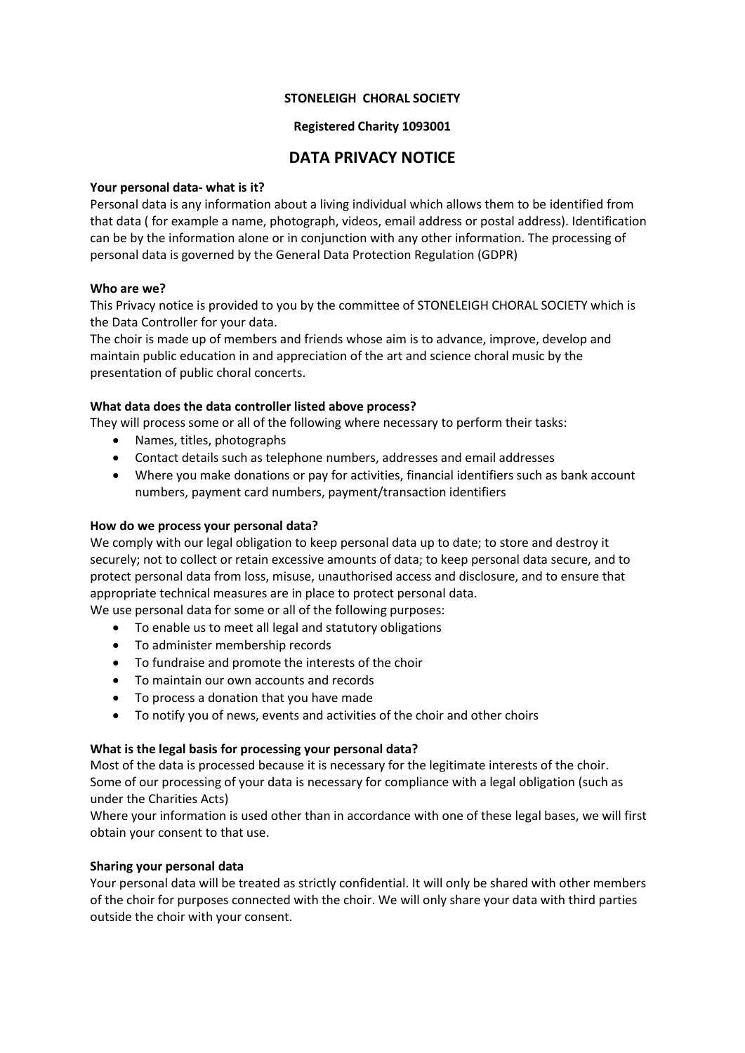**STONELEIGH CHORAL SOCIETY**

**Registered Charity 1093001**

# DATA PRIVACY NOTICE

**Your personal data- what is it?**

Personal data is any information about a living individual which allows them to be identified from that data ( for example a name, photograph, videos, email address or postal address). Identification can be by the information alone or in conjunction with any other information. The processing of personal data is governed by the General Data Protection Regulation (GDPR)

**Who are we?**

This Privacy notice is provided to you by the committee of STONELEIGH CHORAL SOCIETY which is the Data Controller for your data.

The choir is made up of members and friends whose aim is to advance, improve, develop and maintain public education in and appreciation of the art and science choral music by the presentation of public choral concerts.

**What data does the data controller listed above process?**

They will process some or all of the following where necessary to perform their tasks:

- Names, titles, photographs
- Contact details such as telephone numbers, addresses and email addresses
- Where you make donations or pay for activities, financial identifiers such as bank account numbers, payment card numbers, payment/transaction identifiers

**How do we process your personal data?**

We comply with our legal obligation to keep personal data up to date; to store and destroy it securely; not to collect or retain excessive amounts of data; to keep personal data secure, and to protect personal data from loss, misuse, unauthorised access and disclosure, and to ensure that appropriate technical measures are in place to protect personal data.

We use personal data for some or all of the following purposes:

- To enable us to meet all legal and statutory obligations
- To administer membership records
- To fundraise and promote the interests of the choir
- To maintain our own accounts and records
- To process a donation that you have made
- To notify you of news, events and activities of the choir and other choirs

**What is the legal basis for processing your personal data?**

Most of the data is processed because it is necessary for the legitimate interests of the choir.

Some of our processing of your data is necessary for compliance with a legal obligation (such as under the Charities Acts)

Where your information is used other than in accordance with one of these legal bases, we will first obtain your consent to that use.

**Sharing your personal data**

Your personal data will be treated as strictly confidential. It will only be shared with other members of the choir for purposes connected with the choir. We will only share your data with third parties outside the choir with your consent.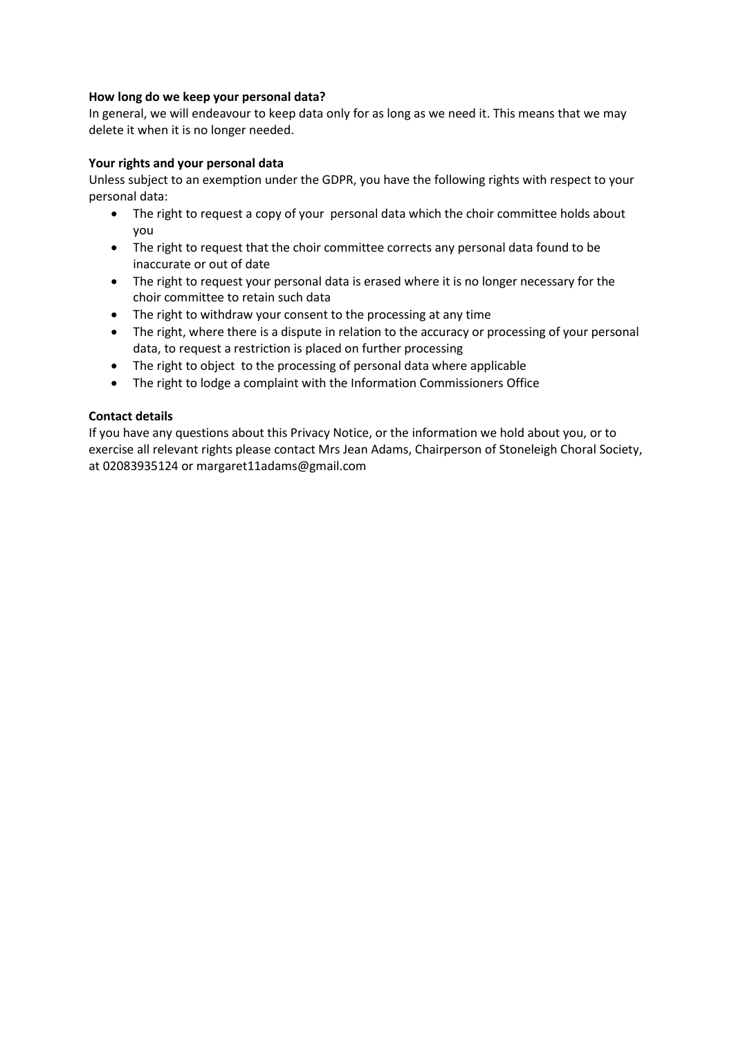**How long do we keep your personal data?**
In general, we will endeavour to keep data only for as long as we need it. This means that we may delete it when it is no longer needed.

**Your rights and your personal data**
Unless subject to an exemption under the GDPR, you have the following rights with respect to your personal data:

- The right to request a copy of your personal data which the choir committee holds about you
- The right to request that the choir committee corrects any personal data found to be inaccurate or out of date
- The right to request your personal data is erased where it is no longer necessary for the choir committee to retain such data
- The right to withdraw your consent to the processing at any time
- The right, where there is a dispute in relation to the accuracy or processing of your personal data, to request a restriction is placed on further processing
- The right to object to the processing of personal data where applicable
- The right to lodge a complaint with the Information Commissioners Office

**Contact details**
If you have any questions about this Privacy Notice, or the information we hold about you, or to exercise all relevant rights please contact Mrs Jean Adams, Chairperson of Stoneleigh Choral Society, at 02083935124 or margaret11adams@gmail.com